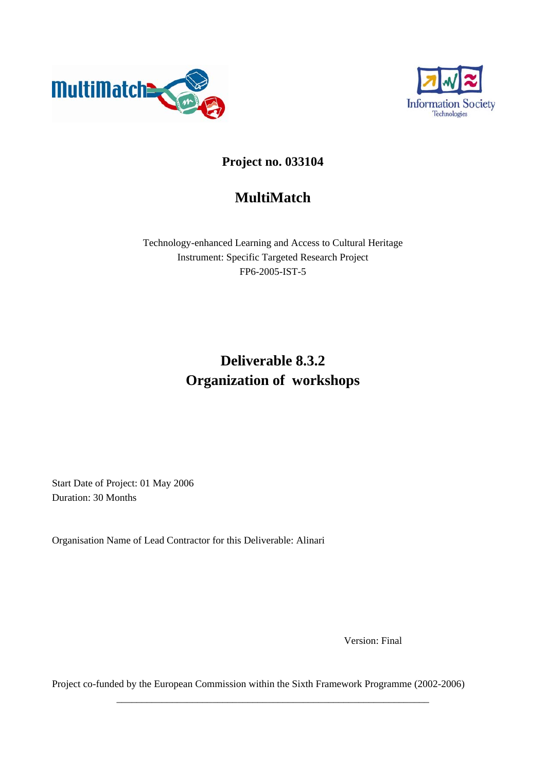**Project no. 033104**

# MultiMatch

Technology-enhanced Learning and Access to Cultural Heritage
Instrument: Specific Targeted Research Project
FP6-2005-IST-5

# Deliverable 8.3.2
# Organization of workshops

Start Date of Project: 01 May 2006
Duration: 30 Months

Organisation Name of Lead Contractor for this Deliverable: Alinari

Version: Final

Project co-funded by the European Commission within the Sixth Framework Programme (2002-2006)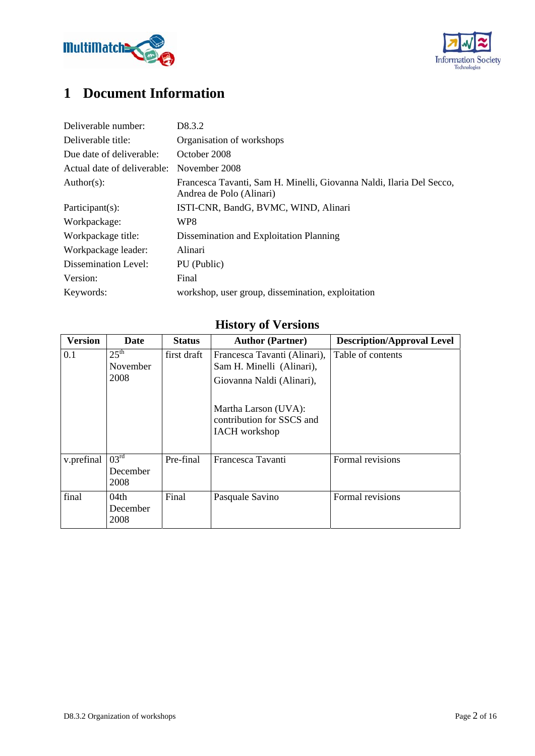# 1 Document Information

| | |
|---|---|
| Deliverable number: | D8.3.2 |
| Deliverable title: | Organisation of workshops |
| Due date of deliverable: | October 2008 |
| Actual date of deliverable: | November 2008 |
| Author(s): | Francesca Tavanti, Sam H. Minelli, Giovanna Naldi, Ilaria Del Secco, Andrea de Polo (Alinari) |
| Participant(s): | ISTI-CNR, BandG, BVMC, WIND, Alinari |
| Workpackage: | WP8 |
| Workpackage title: | Dissemination and Exploitation Planning |
| Workpackage leader: | Alinari |
| Dissemination Level: | PU (Public) |
| Version: | Final |
| Keywords: | workshop, user group, dissemination, exploitation |

## History of Versions

| Version | Date | Status | Author (Partner) | Description/Approval Level |
|---|---|---|---|---|
| 0.1 | 25th November 2008 | first draft | Francesca Tavanti (Alinari), Sam H. Minelli (Alinari), Giovanna Naldi (Alinari), Martha Larson (UVA): contribution for SSCS and IACH workshop | Table of contents |
| v.prefinal | 03rd December 2008 | Pre-final | Francesca Tavanti | Formal revisions |
| final | 04th December 2008 | Final | Pasquale Savino | Formal revisions |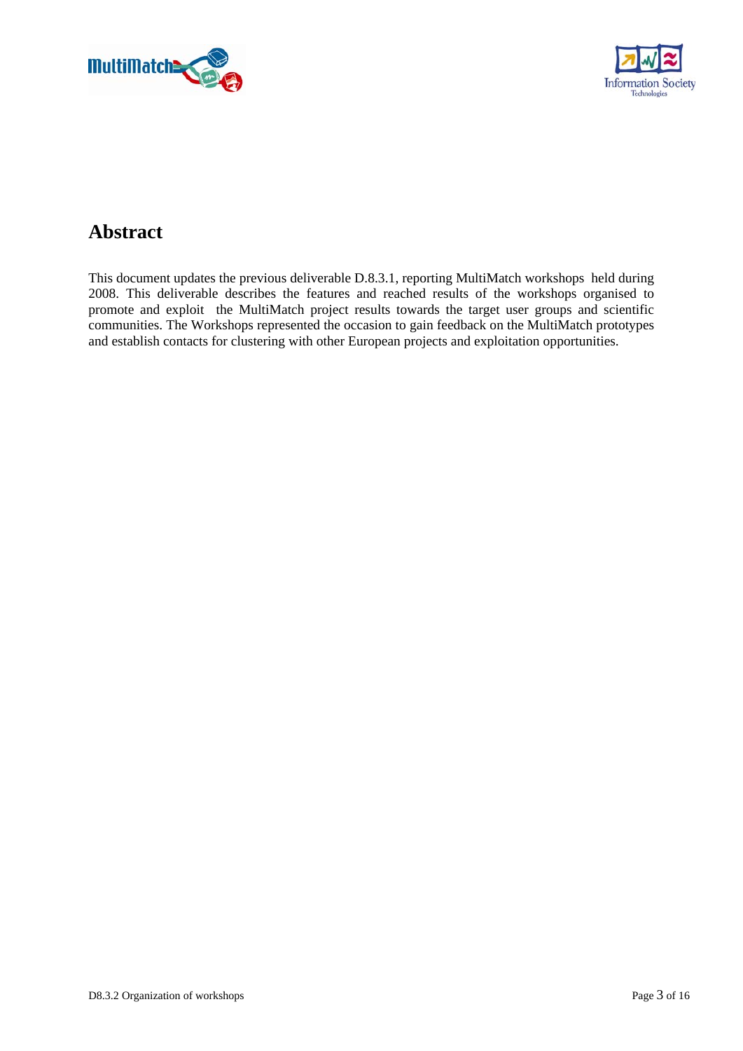# Abstract

This document updates the previous deliverable D.8.3.1, reporting MultiMatch workshops held during 2008. This deliverable describes the features and reached results of the workshops organised to promote and exploit the MultiMatch project results towards the target user groups and scientific communities. The Workshops represented the occasion to gain feedback on the MultiMatch prototypes and establish contacts for clustering with other European projects and exploitation opportunities.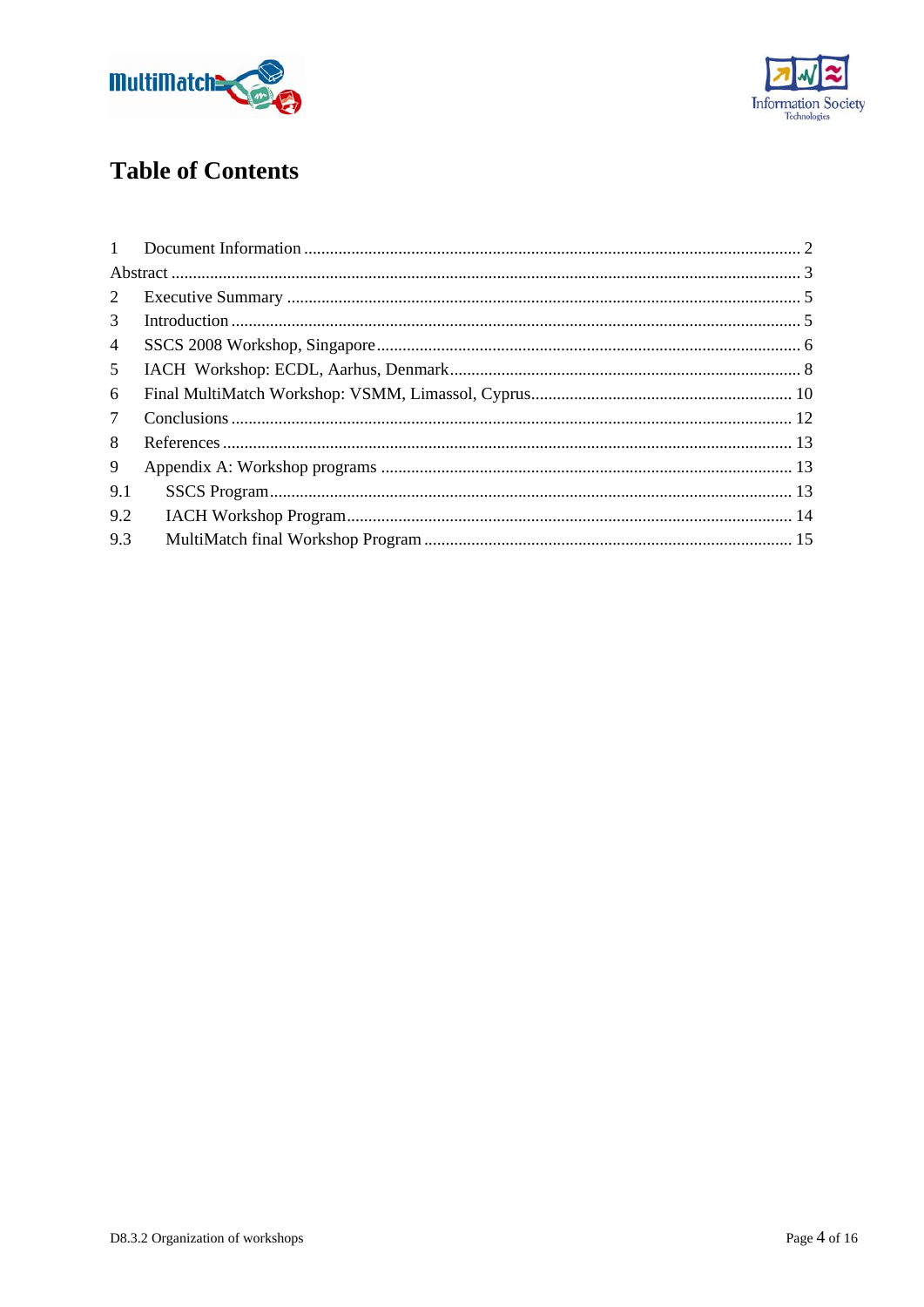# Table of Contents

1 Document Information ........................................................................................................ 2
Abstract .................................................................................................................................. 3
2 Executive Summary ........................................................................................................... 5
3 Introduction ........................................................................................................................ 5
4 SSCS 2008 Workshop, Singapore ...................................................................................... 6
5 IACH Workshop: ECDL, Aarhus, Denmark ..................................................................... 8
6 Final MultiMatch Workshop: VSMM, Limassol, Cyprus ................................................ 10
7 Conclusions ...................................................................................................................... 12
8 References ........................................................................................................................ 13
9 Appendix A: Workshop programs ................................................................................... 13
9.1 SSCS Program ............................................................................................................. 13
9.2 IACH Workshop Program ........................................................................................... 14
9.3 MultiMatch final Workshop Program ......................................................................... 15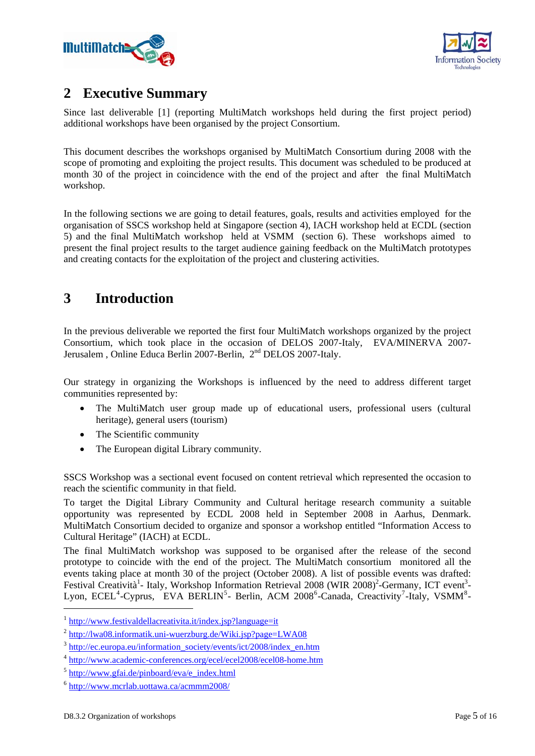## 2 Executive Summary

Since last deliverable [1] (reporting MultiMatch workshops held during the first project period) additional workshops have been organised by the project Consortium.

This document describes the workshops organised by MultiMatch Consortium during 2008 with the scope of promoting and exploiting the project results. This document was scheduled to be produced at month 30 of the project in coincidence with the end of the project and after the final MultiMatch workshop.

In the following sections we are going to detail features, goals, results and activities employed for the organisation of SSCS workshop held at Singapore (section 4), IACH workshop held at ECDL (section 5) and the final MultiMatch workshop held at VSMM (section 6). These workshops aimed to present the final project results to the target audience gaining feedback on the MultiMatch prototypes and creating contacts for the exploitation of the project and clustering activities.

## 3 Introduction

In the previous deliverable we reported the first four MultiMatch workshops organized by the project Consortium, which took place in the occasion of DELOS 2007-Italy, EVA/MINERVA 2007-Jerusalem , Online Educa Berlin 2007-Berlin, 2nd DELOS 2007-Italy.

Our strategy in organizing the Workshops is influenced by the need to address different target communities represented by:

- The MultiMatch user group made up of educational users, professional users (cultural heritage), general users (tourism)
- The Scientific community
- The European digital Library community.

SSCS Workshop was a sectional event focused on content retrieval which represented the occasion to reach the scientific community in that field.

To target the Digital Library Community and Cultural heritage research community a suitable opportunity was represented by ECDL 2008 held in September 2008 in Aarhus, Denmark. MultiMatch Consortium decided to organize and sponsor a workshop entitled "Information Access to Cultural Heritage" (IACH) at ECDL.

The final MultiMatch workshop was supposed to be organised after the release of the second prototype to coincide with the end of the project. The MultiMatch consortium monitored all the events taking place at month 30 of the project (October 2008). A list of possible events was drafted: Festival Creatività[1]- Italy, Workshop Information Retrieval 2008 (WIR 2008)[2]-Germany, ICT event[3]-Lyon, ECEL[4]-Cyprus, EVA BERLIN[5]- Berlin, ACM 2008[6]-Canada, Creactivity[7]-Italy, VSMM[8]-

---

[1] http://www.festivaldellacreativita.it/index.jsp?language=it

[2] http://lwa08.informatik.uni-wuerzburg.de/Wiki.jsp?page=LWA08

[3] http://ec.europa.eu/information_society/events/ict/2008/index_en.htm

[4] http://www.academic-conferences.org/ecel/ecel2008/ecel08-home.htm

[5] http://www.gfai.de/pinboard/eva/e_index.html

[6] http://www.mcrlab.uottawa.ca/acmmm2008/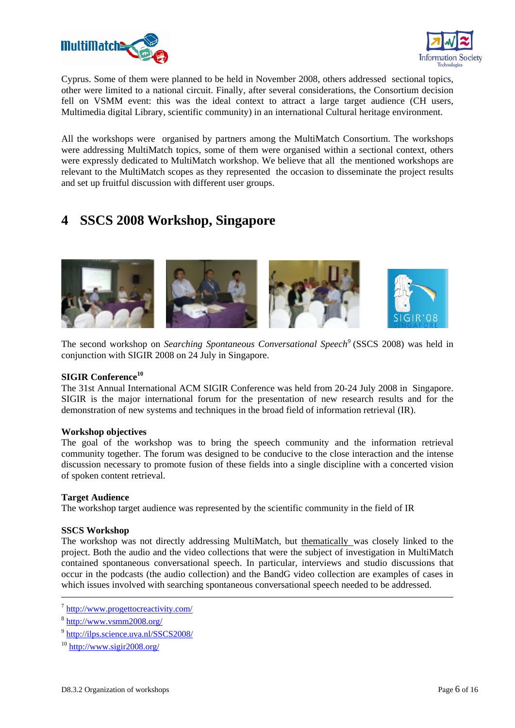Cyprus. Some of them were planned to be held in November 2008, others addressed sectional topics, other were limited to a national circuit. Finally, after several considerations, the Consortium decision fell on VSMM event: this was the ideal context to attract a large target audience (CH users, Multimedia digital Library, scientific community) in an international Cultural heritage environment.

All the workshops were organised by partners among the MultiMatch Consortium. The workshops were addressing MultiMatch topics, some of them were organised within a sectional context, others were expressly dedicated to MultiMatch workshop. We believe that all the mentioned workshops are relevant to the MultiMatch scopes as they represented the occasion to disseminate the project results and set up fruitful discussion with different user groups.

# 4 SSCS 2008 Workshop, Singapore

The second workshop on *Searching Spontaneous Conversational Speech*[9] (SSCS 2008) was held in conjunction with SIGIR 2008 on 24 July in Singapore.

**SIGIR Conference**[10]
The 31st Annual International ACM SIGIR Conference was held from 20-24 July 2008 in Singapore. SIGIR is the major international forum for the presentation of new research results and for the demonstration of new systems and techniques in the broad field of information retrieval (IR).

**Workshop objectives**
The goal of the workshop was to bring the speech community and the information retrieval community together. The forum was designed to be conducive to the close interaction and the intense discussion necessary to promote fusion of these fields into a single discipline with a concerted vision of spoken content retrieval.

**Target Audience**
The workshop target audience was represented by the scientific community in the field of IR

**SSCS Workshop**
The workshop was not directly addressing MultiMatch, but thematically was closely linked to the project. Both the audio and the video collections that were the subject of investigation in MultiMatch contained spontaneous conversational speech. In particular, interviews and studio discussions that occur in the podcasts (the audio collection) and the BandG video collection are examples of cases in which issues involved with searching spontaneous conversational speech needed to be addressed.

---

[7] http://www.progettocreactivity.com/
[8] http://www.vsmm2008.org/
[9] http://ilps.science.uva.nl/SSCS2008/
[10] http://www.sigir2008.org/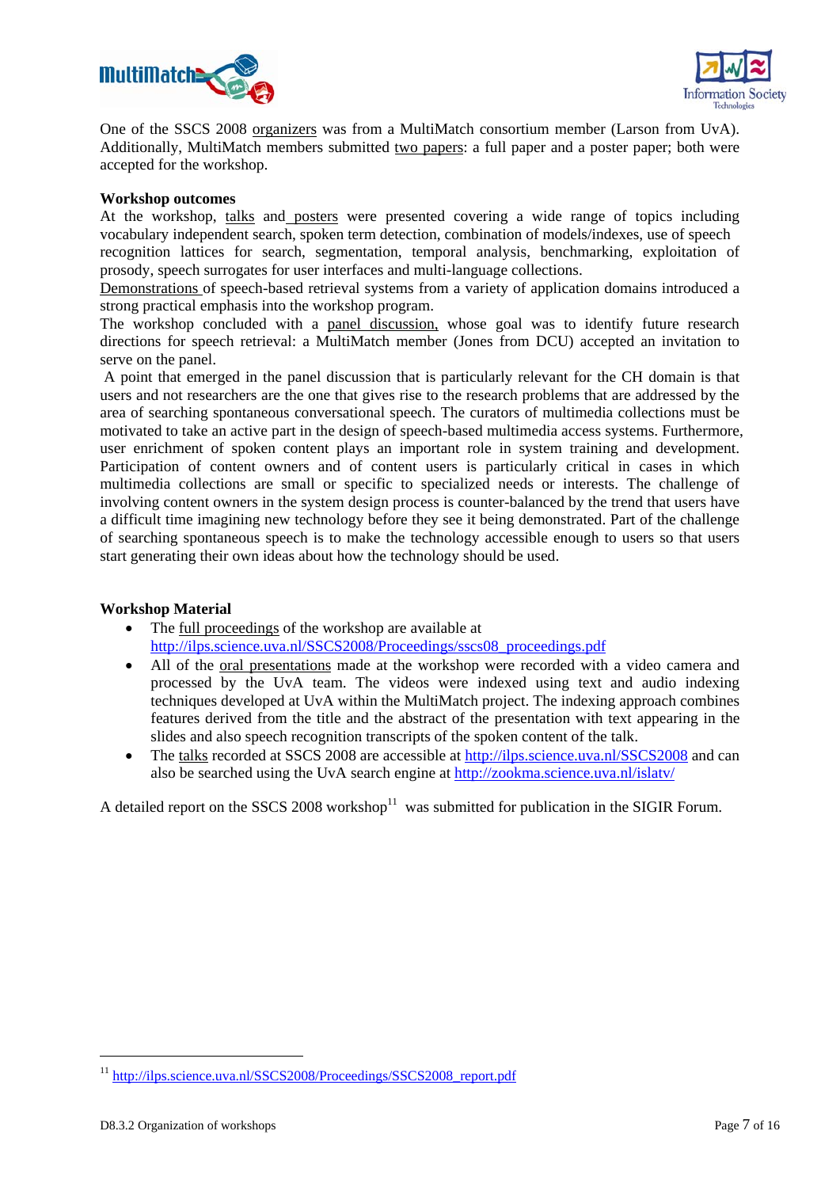One of the SSCS 2008 organizers was from a MultiMatch consortium member (Larson from UvA). Additionally, MultiMatch members submitted two papers: a full paper and a poster paper; both were accepted for the workshop.

**Workshop outcomes**

At the workshop, talks and posters were presented covering a wide range of topics including vocabulary independent search, spoken term detection, combination of models/indexes, use of speech recognition lattices for search, segmentation, temporal analysis, benchmarking, exploitation of prosody, speech surrogates for user interfaces and multi-language collections.

Demonstrations of speech-based retrieval systems from a variety of application domains introduced a strong practical emphasis into the workshop program.

The workshop concluded with a panel discussion, whose goal was to identify future research directions for speech retrieval: a MultiMatch member (Jones from DCU) accepted an invitation to serve on the panel.

A point that emerged in the panel discussion that is particularly relevant for the CH domain is that users and not researchers are the one that gives rise to the research problems that are addressed by the area of searching spontaneous conversational speech. The curators of multimedia collections must be motivated to take an active part in the design of speech-based multimedia access systems. Furthermore, user enrichment of spoken content plays an important role in system training and development. Participation of content owners and of content users is particularly critical in cases in which multimedia collections are small or specific to specialized needs or interests. The challenge of involving content owners in the system design process is counter-balanced by the trend that users have a difficult time imagining new technology before they see it being demonstrated. Part of the challenge of searching spontaneous speech is to make the technology accessible enough to users so that users start generating their own ideas about how the technology should be used.

**Workshop Material**

- The full proceedings of the workshop are available at http://ilps.science.uva.nl/SSCS2008/Proceedings/sscs08_proceedings.pdf
- All of the oral presentations made at the workshop were recorded with a video camera and processed by the UvA team. The videos were indexed using text and audio indexing techniques developed at UvA within the MultiMatch project. The indexing approach combines features derived from the title and the abstract of the presentation with text appearing in the slides and also speech recognition transcripts of the spoken content of the talk.
- The talks recorded at SSCS 2008 are accessible at http://ilps.science.uva.nl/SSCS2008 and can also be searched using the UvA search engine at http://zookma.science.uva.nl/islatv/

A detailed report on the SSCS 2008 workshop[11] was submitted for publication in the SIGIR Forum.

[11] http://ilps.science.uva.nl/SSCS2008/Proceedings/SSCS2008_report.pdf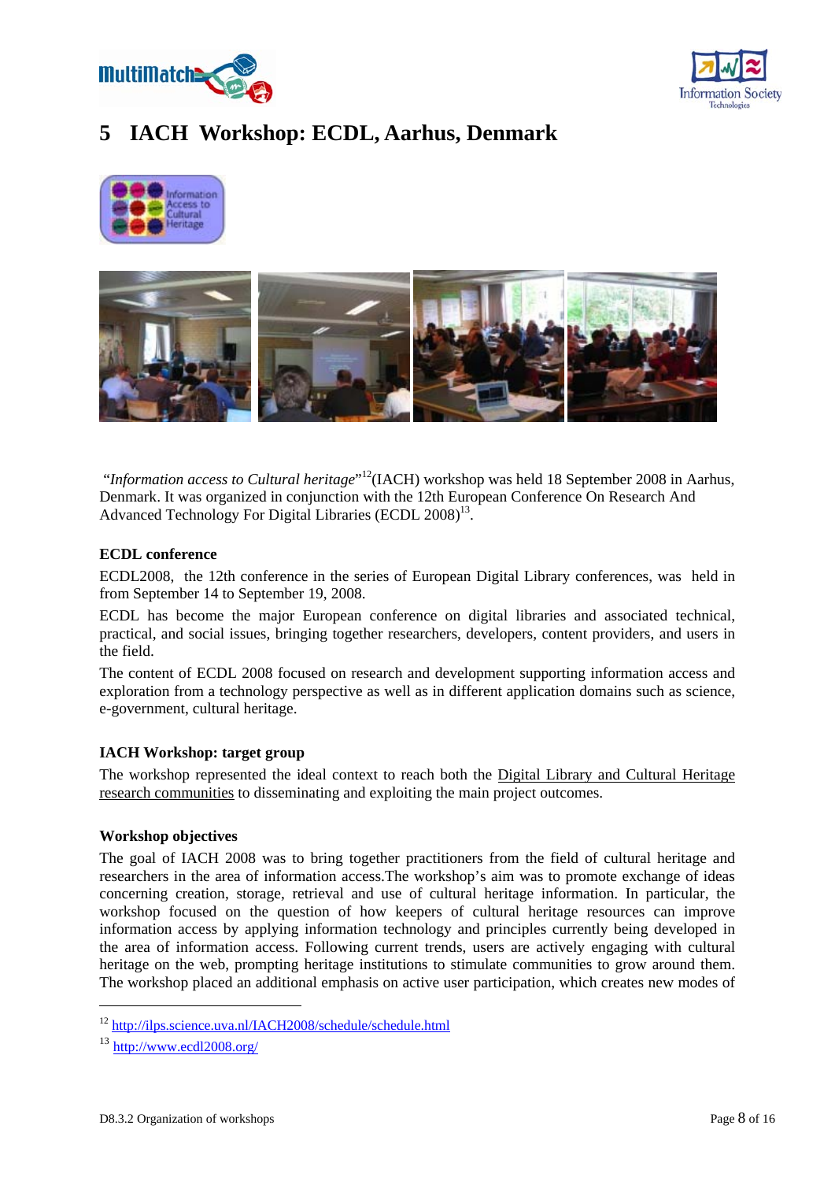# 5 IACH Workshop: ECDL, Aarhus, Denmark

"*Information access to Cultural heritage*"[12](IACH) workshop was held 18 September 2008 in Aarhus, Denmark. It was organized in conjunction with the 12th European Conference On Research And Advanced Technology For Digital Libraries (ECDL 2008)[13].

**ECDL conference**

ECDL2008, the 12th conference in the series of European Digital Library conferences, was held in from September 14 to September 19, 2008.

ECDL has become the major European conference on digital libraries and associated technical, practical, and social issues, bringing together researchers, developers, content providers, and users in the field.

The content of ECDL 2008 focused on research and development supporting information access and exploration from a technology perspective as well as in different application domains such as science, e-government, cultural heritage.

**IACH Workshop: target group**

The workshop represented the ideal context to reach both the Digital Library and Cultural Heritage research communities to disseminating and exploiting the main project outcomes.

**Workshop objectives**

The goal of IACH 2008 was to bring together practitioners from the field of cultural heritage and researchers in the area of information access.The workshop's aim was to promote exchange of ideas concerning creation, storage, retrieval and use of cultural heritage information. In particular, the workshop focused on the question of how keepers of cultural heritage resources can improve information access by applying information technology and principles currently being developed in the area of information access. Following current trends, users are actively engaging with cultural heritage on the web, prompting heritage institutions to stimulate communities to grow around them. The workshop placed an additional emphasis on active user participation, which creates new modes of

---

[12] http://ilps.science.uva.nl/IACH2008/schedule/schedule.html

[13] http://www.ecdl2008.org/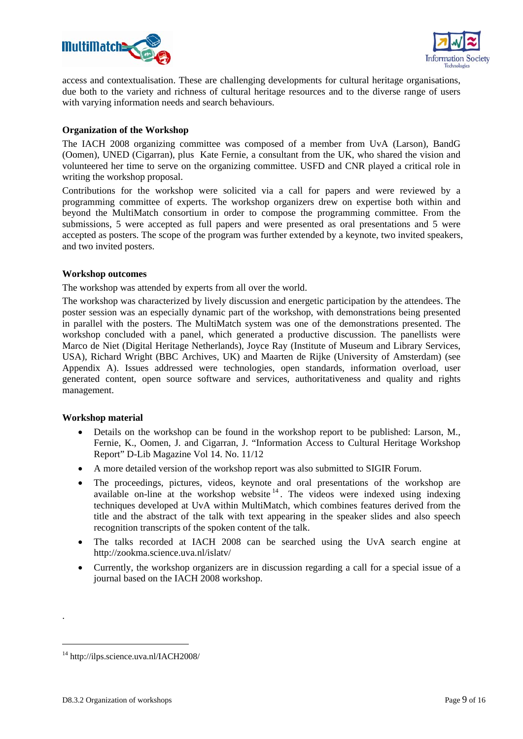access and contextualisation. These are challenging developments for cultural heritage organisations, due both to the variety and richness of cultural heritage resources and to the diverse range of users with varying information needs and search behaviours.

**Organization of the Workshop**

The IACH 2008 organizing committee was composed of a member from UvA (Larson), BandG (Oomen), UNED (Cigarran), plus Kate Fernie, a consultant from the UK, who shared the vision and volunteered her time to serve on the organizing committee. USFD and CNR played a critical role in writing the workshop proposal.

Contributions for the workshop were solicited via a call for papers and were reviewed by a programming committee of experts. The workshop organizers drew on expertise both within and beyond the MultiMatch consortium in order to compose the programming committee. From the submissions, 5 were accepted as full papers and were presented as oral presentations and 5 were accepted as posters. The scope of the program was further extended by a keynote, two invited speakers, and two invited posters.

**Workshop outcomes**

The workshop was attended by experts from all over the world.

The workshop was characterized by lively discussion and energetic participation by the attendees. The poster session was an especially dynamic part of the workshop, with demonstrations being presented in parallel with the posters. The MultiMatch system was one of the demonstrations presented. The workshop concluded with a panel, which generated a productive discussion. The panellists were Marco de Niet (Digital Heritage Netherlands), Joyce Ray (Institute of Museum and Library Services, USA), Richard Wright (BBC Archives, UK) and Maarten de Rijke (University of Amsterdam) (see Appendix A). Issues addressed were technologies, open standards, information overload, user generated content, open source software and services, authoritativeness and quality and rights management.

**Workshop material**

- Details on the workshop can be found in the workshop report to be published: Larson, M., Fernie, K., Oomen, J. and Cigarran, J. "Information Access to Cultural Heritage Workshop Report" D-Lib Magazine Vol 14. No. 11/12
- A more detailed version of the workshop report was also submitted to SIGIR Forum.
- The proceedings, pictures, videos, keynote and oral presentations of the workshop are available on-line at the workshop website [14]. The videos were indexed using indexing techniques developed at UvA within MultiMatch, which combines features derived from the title and the abstract of the talk with text appearing in the speaker slides and also speech recognition transcripts of the spoken content of the talk.
- The talks recorded at IACH 2008 can be searched using the UvA search engine at http://zookma.science.uva.nl/islatv/
- Currently, the workshop organizers are in discussion regarding a call for a special issue of a journal based on the IACH 2008 workshop.

.

[14] http://ilps.science.uva.nl/IACH2008/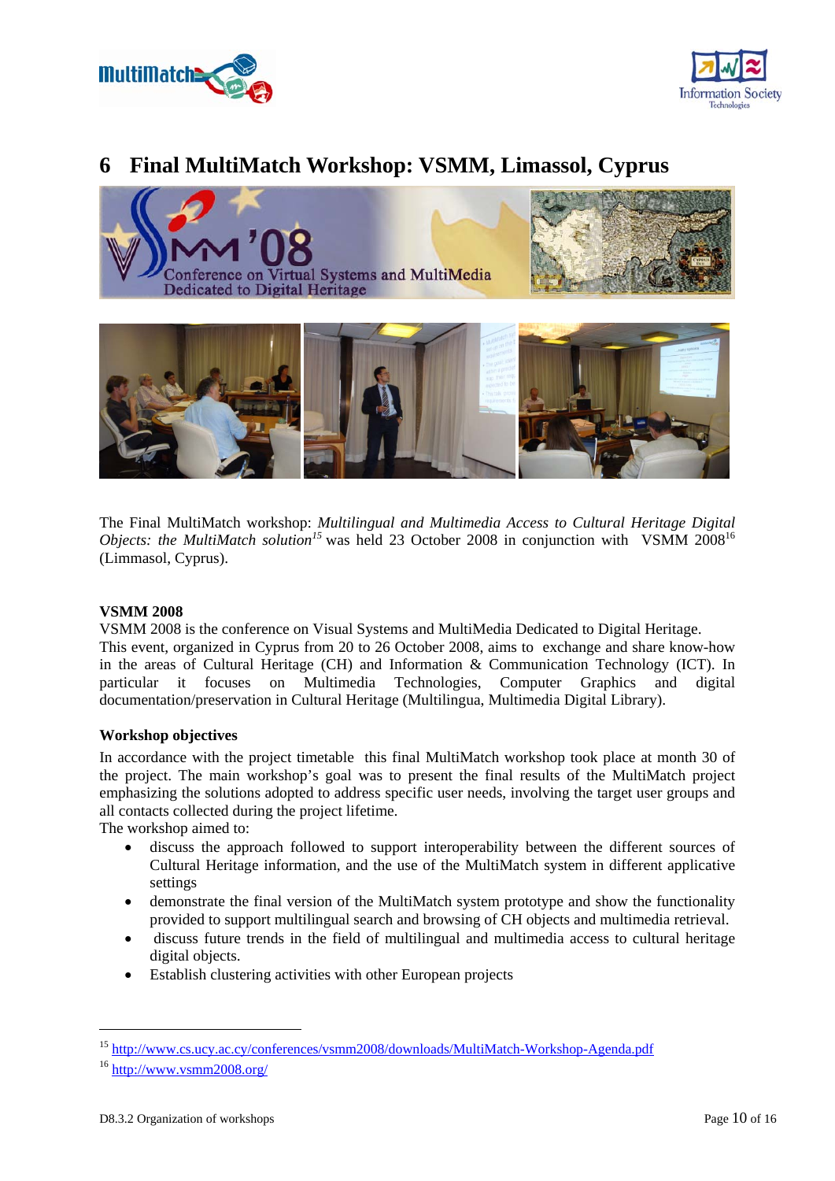# 6 Final MultiMatch Workshop: VSMM, Limassol, Cyprus

The Final MultiMatch workshop: *Multilingual and Multimedia Access to Cultural Heritage Digital Objects: the MultiMatch solution*[15] was held 23 October 2008 in conjunction with VSMM 2008[16] (Limmasol, Cyprus).

**VSMM 2008**

VSMM 2008 is the conference on Visual Systems and MultiMedia Dedicated to Digital Heritage. This event, organized in Cyprus from 20 to 26 October 2008, aims to exchange and share know-how in the areas of Cultural Heritage (CH) and Information & Communication Technology (ICT). In particular it focuses on Multimedia Technologies, Computer Graphics and digital documentation/preservation in Cultural Heritage (Multilingua, Multimedia Digital Library).

**Workshop objectives**

In accordance with the project timetable this final MultiMatch workshop took place at month 30 of the project. The main workshop's goal was to present the final results of the MultiMatch project emphasizing the solutions adopted to address specific user needs, involving the target user groups and all contacts collected during the project lifetime.

The workshop aimed to:

- discuss the approach followed to support interoperability between the different sources of Cultural Heritage information, and the use of the MultiMatch system in different applicative settings
- demonstrate the final version of the MultiMatch system prototype and show the functionality provided to support multilingual search and browsing of CH objects and multimedia retrieval.
- discuss future trends in the field of multilingual and multimedia access to cultural heritage digital objects.
- Establish clustering activities with other European projects

---

[15] http://www.cs.ucy.ac.cy/conferences/vsmm2008/downloads/MultiMatch-Workshop-Agenda.pdf

[16] http://www.vsmm2008.org/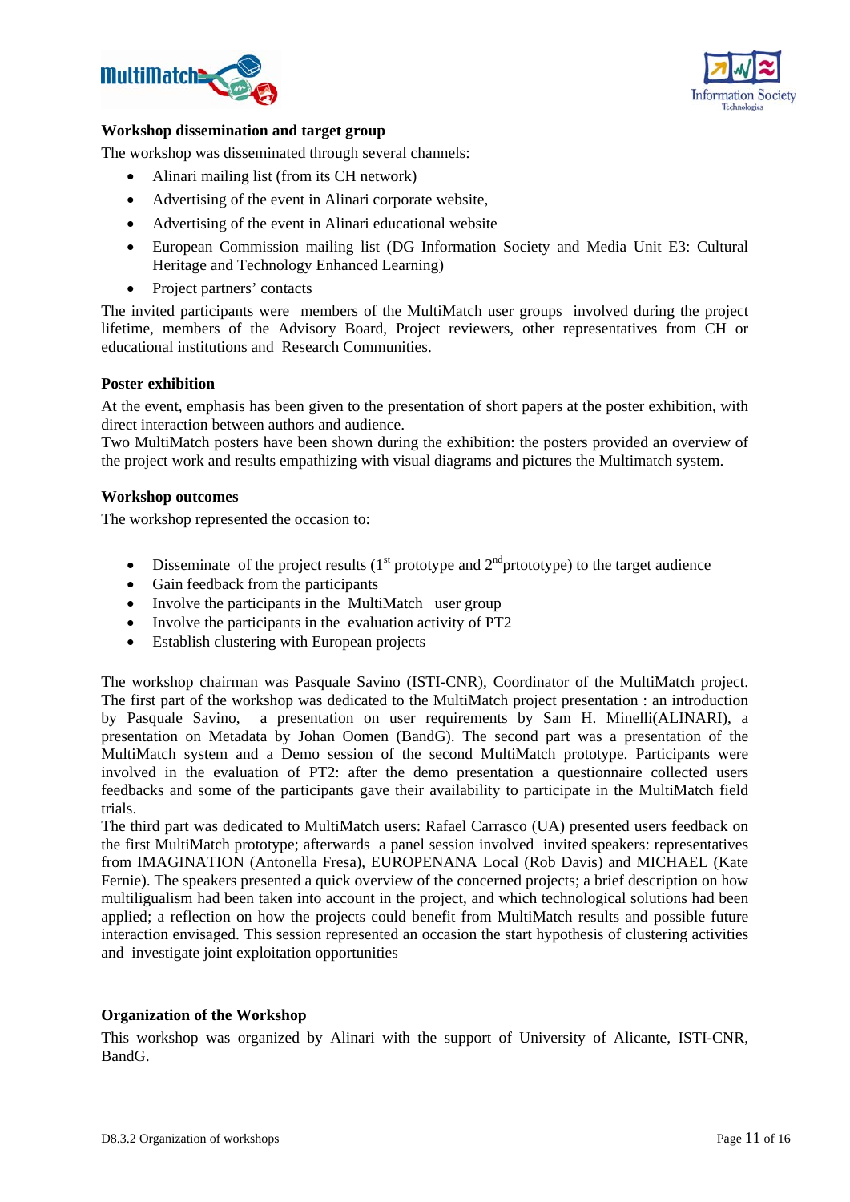**Workshop dissemination and target group**

The workshop was disseminated through several channels:

- Alinari mailing list (from its CH network)
- Advertising of the event in Alinari corporate website,
- Advertising of the event in Alinari educational website
- European Commission mailing list (DG Information Society and Media Unit E3: Cultural Heritage and Technology Enhanced Learning)
- Project partners' contacts

The invited participants were members of the MultiMatch user groups involved during the project lifetime, members of the Advisory Board, Project reviewers, other representatives from CH or educational institutions and Research Communities.

**Poster exhibition**

At the event, emphasis has been given to the presentation of short papers at the poster exhibition, with direct interaction between authors and audience.
Two MultiMatch posters have been shown during the exhibition: the posters provided an overview of the project work and results empathizing with visual diagrams and pictures the Multimatch system.

**Workshop outcomes**

The workshop represented the occasion to:

- Disseminate of the project results (1st prototype and 2nd prtototype) to the target audience
- Gain feedback from the participants
- Involve the participants in the MultiMatch user group
- Involve the participants in the evaluation activity of PT2
- Establish clustering with European projects

The workshop chairman was Pasquale Savino (ISTI-CNR), Coordinator of the MultiMatch project. The first part of the workshop was dedicated to the MultiMatch project presentation : an introduction by Pasquale Savino, a presentation on user requirements by Sam H. Minelli(ALINARI), a presentation on Metadata by Johan Oomen (BandG). The second part was a presentation of the MultiMatch system and a Demo session of the second MultiMatch prototype. Participants were involved in the evaluation of PT2: after the demo presentation a questionnaire collected users feedbacks and some of the participants gave their availability to participate in the MultiMatch field trials.
The third part was dedicated to MultiMatch users: Rafael Carrasco (UA) presented users feedback on the first MultiMatch prototype; afterwards a panel session involved invited speakers: representatives from IMAGINATION (Antonella Fresa), EUROPENANA Local (Rob Davis) and MICHAEL (Kate Fernie). The speakers presented a quick overview of the concerned projects; a brief description on how multiligualism had been taken into account in the project, and which technological solutions had been applied; a reflection on how the projects could benefit from MultiMatch results and possible future interaction envisaged. This session represented an occasion the start hypothesis of clustering activities and investigate joint exploitation opportunities

**Organization of the Workshop**

This workshop was organized by Alinari with the support of University of Alicante, ISTI-CNR, BandG.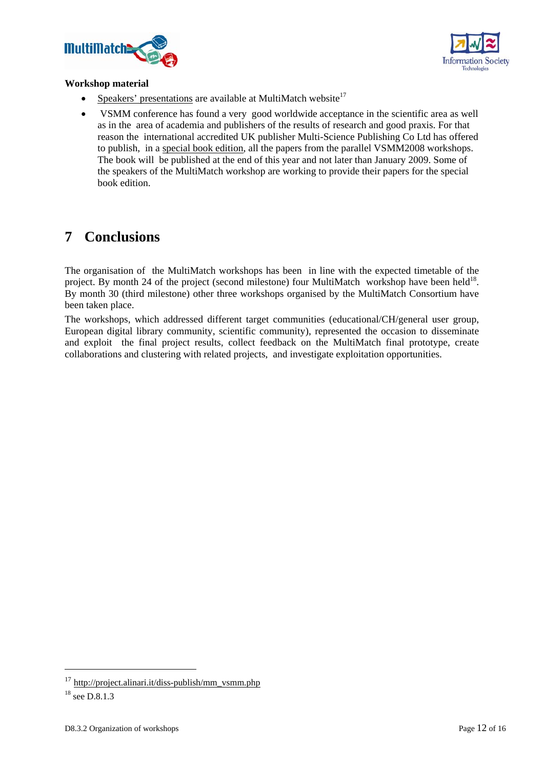**Workshop material**

- Speakers' presentations are available at MultiMatch website[17]
- VSMM conference has found a very good worldwide acceptance in the scientific area as well as in the area of academia and publishers of the results of research and good praxis. For that reason the international accredited UK publisher Multi-Science Publishing Co Ltd has offered to publish, in a special book edition, all the papers from the parallel VSMM2008 workshops. The book will be published at the end of this year and not later than January 2009. Some of the speakers of the MultiMatch workshop are working to provide their papers for the special book edition.

# 7 Conclusions

The organisation of the MultiMatch workshops has been in line with the expected timetable of the project. By month 24 of the project (second milestone) four MultiMatch workshop have been held[18]. By month 30 (third milestone) other three workshops organised by the MultiMatch Consortium have been taken place.

The workshops, which addressed different target communities (educational/CH/general user group, European digital library community, scientific community), represented the occasion to disseminate and exploit the final project results, collect feedback on the MultiMatch final prototype, create collaborations and clustering with related projects, and investigate exploitation opportunities.

---

[17] http://project.alinari.it/diss-publish/mm_vsmm.php

[18] see D.8.1.3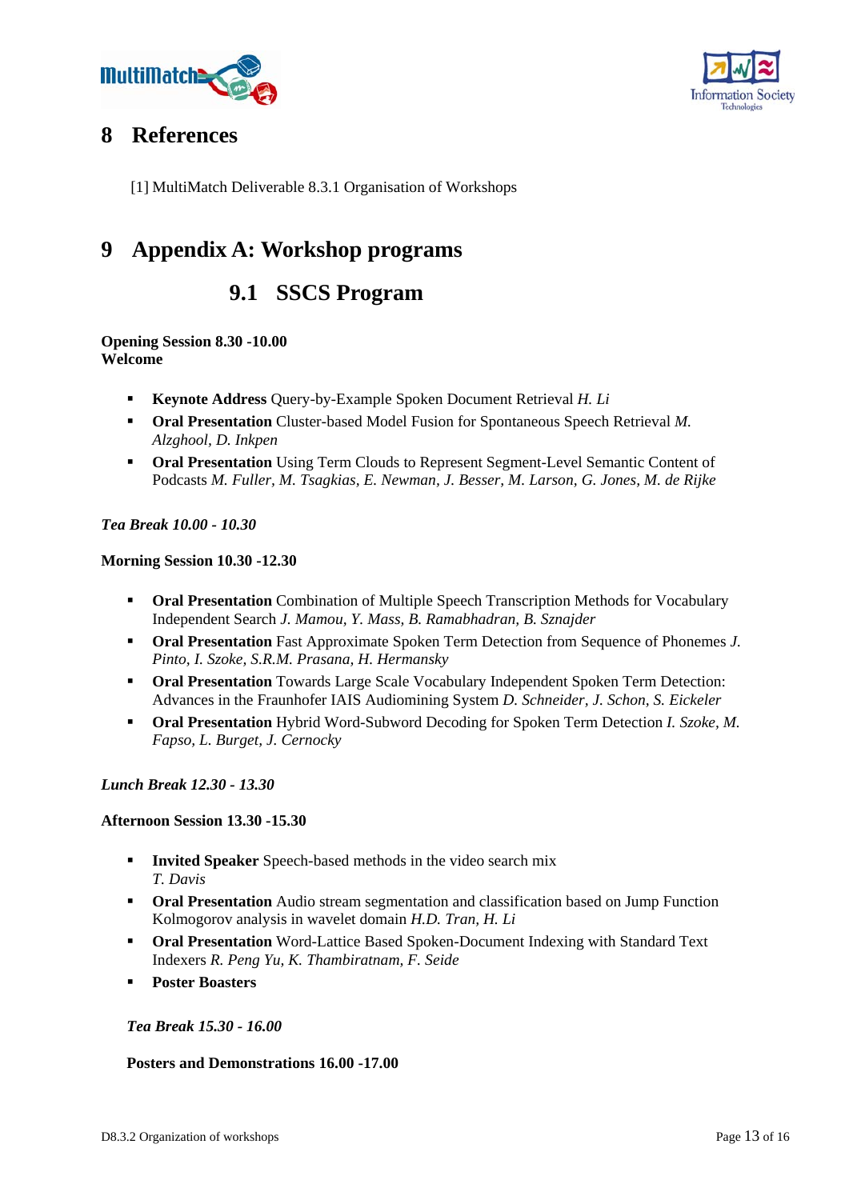# 8 References

[1] MultiMatch Deliverable 8.3.1 Organisation of Workshops

# 9 Appendix A: Workshop programs

## 9.1 SSCS Program

**Opening Session 8.30 -10.00**
**Welcome**

- **Keynote Address** Query-by-Example Spoken Document Retrieval *H. Li*
- **Oral Presentation** Cluster-based Model Fusion for Spontaneous Speech Retrieval *M. Alzghool, D. Inkpen*
- **Oral Presentation** Using Term Clouds to Represent Segment-Level Semantic Content of Podcasts *M. Fuller, M. Tsagkias, E. Newman, J. Besser, M. Larson, G. Jones, M. de Rijke*

***Tea Break 10.00 - 10.30***

**Morning Session 10.30 -12.30**

- **Oral Presentation** Combination of Multiple Speech Transcription Methods for Vocabulary Independent Search *J. Mamou, Y. Mass, B. Ramabhadran, B. Sznajder*
- **Oral Presentation** Fast Approximate Spoken Term Detection from Sequence of Phonemes *J. Pinto, I. Szoke, S.R.M. Prasana, H. Hermansky*
- **Oral Presentation** Towards Large Scale Vocabulary Independent Spoken Term Detection: Advances in the Fraunhofer IAIS Audiomining System *D. Schneider, J. Schon, S. Eickeler*
- **Oral Presentation** Hybrid Word-Subword Decoding for Spoken Term Detection *I. Szoke, M. Fapso, L. Burget, J. Cernocky*

***Lunch Break 12.30 - 13.30***

**Afternoon Session 13.30 -15.30**

- **Invited Speaker** Speech-based methods in the video search mix *T. Davis*
- **Oral Presentation** Audio stream segmentation and classification based on Jump Function Kolmogorov analysis in wavelet domain *H.D. Tran, H. Li*
- **Oral Presentation** Word-Lattice Based Spoken-Document Indexing with Standard Text Indexers *R. Peng Yu, K. Thambiratnam, F. Seide*
- **Poster Boasters**

***Tea Break 15.30 - 16.00***

**Posters and Demonstrations 16.00 -17.00**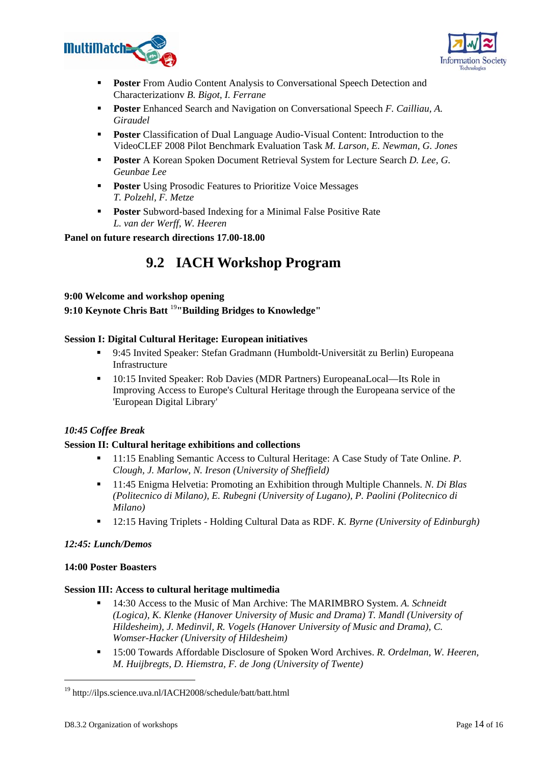- **Poster** From Audio Content Analysis to Conversational Speech Detection and Characterizationv *B. Bigot, I. Ferrane*
- **Poster** Enhanced Search and Navigation on Conversational Speech *F. Cailliau, A. Giraudel*
- **Poster** Classification of Dual Language Audio-Visual Content: Introduction to the VideoCLEF 2008 Pilot Benchmark Evaluation Task *M. Larson, E. Newman, G. Jones*
- **Poster** A Korean Spoken Document Retrieval System for Lecture Search *D. Lee, G. Geunbae Lee*
- **Poster** Using Prosodic Features to Prioritize Voice Messages *T. Polzehl, F. Metze*
- **Poster** Subword-based Indexing for a Minimal False Positive Rate *L. van der Werff, W. Heeren*

**Panel on future research directions 17.00-18.00**

## 9.2 IACH Workshop Program

**9:00 Welcome and workshop opening**

**9:10 Keynote Chris Batt [19]"Building Bridges to Knowledge"**

**Session I: Digital Cultural Heritage: European initiatives**

- 9:45 Invited Speaker: Stefan Gradmann (Humboldt-Universität zu Berlin) Europeana Infrastructure
- 10:15 Invited Speaker: Rob Davies (MDR Partners) EuropeanaLocal—Its Role in Improving Access to Europe's Cultural Heritage through the Europeana service of the 'European Digital Library'

***10:45 Coffee Break***

**Session II: Cultural heritage exhibitions and collections**

- 11:15 Enabling Semantic Access to Cultural Heritage: A Case Study of Tate Online. *P. Clough, J. Marlow, N. Ireson (University of Sheffield)*
- 11:45 Enigma Helvetia: Promoting an Exhibition through Multiple Channels. *N. Di Blas (Politecnico di Milano), E. Rubegni (University of Lugano), P. Paolini (Politecnico di Milano)*
- 12:15 Having Triplets - Holding Cultural Data as RDF. *K. Byrne (University of Edinburgh)*

***12:45: Lunch/Demos***

**14:00 Poster Boasters**

**Session III: Access to cultural heritage multimedia**

- 14:30 Access to the Music of Man Archive: The MARIMBRO System. *A. Schneidt (Logica), K. Klenke (Hanover University of Music and Drama) T. Mandl (University of Hildesheim), J. Medinvil, R. Vogels (Hanover University of Music and Drama), C. Womser-Hacker (University of Hildesheim)*
- 15:00 Towards Affordable Disclosure of Spoken Word Archives. *R. Ordelman, W. Heeren, M. Huijbregts, D. Hiemstra, F. de Jong (University of Twente)*

[19] http://ilps.science.uva.nl/IACH2008/schedule/batt/batt.html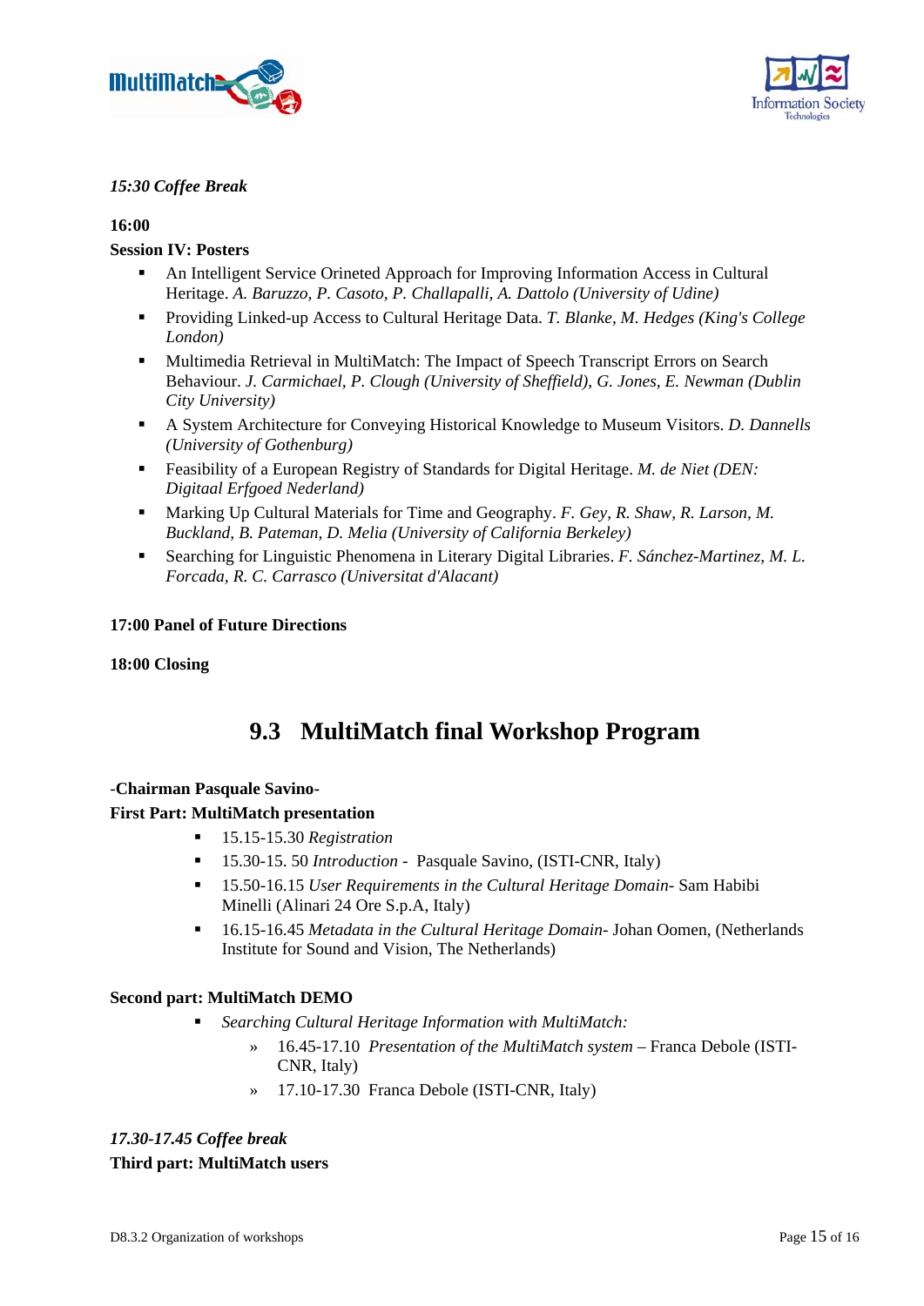*15:30 Coffee Break*

**16:00**

**Session IV: Posters**

- An Intelligent Service Orineted Approach for Improving Information Access in Cultural Heritage. *A. Baruzzo, P. Casoto, P. Challapalli, A. Dattolo (University of Udine)*
- Providing Linked-up Access to Cultural Heritage Data. *T. Blanke, M. Hedges (King's College London)*
- Multimedia Retrieval in MultiMatch: The Impact of Speech Transcript Errors on Search Behaviour. *J. Carmichael, P. Clough (University of Sheffield), G. Jones, E. Newman (Dublin City University)*
- A System Architecture for Conveying Historical Knowledge to Museum Visitors. *D. Dannells (University of Gothenburg)*
- Feasibility of a European Registry of Standards for Digital Heritage. *M. de Niet (DEN: Digitaal Erfgoed Nederland)*
- Marking Up Cultural Materials for Time and Geography. *F. Gey, R. Shaw, R. Larson, M. Buckland, B. Pateman, D. Melia (University of California Berkeley)*
- Searching for Linguistic Phenomena in Literary Digital Libraries. *F. Sánchez-Martinez, M. L. Forcada, R. C. Carrasco (Universitat d'Alacant)*

**17:00 Panel of Future Directions**

**18:00 Closing**

## 9.3 MultiMatch final Workshop Program

-**Chairman Pasquale Savino-**

**First Part: MultiMatch presentation**

- 15.15-15.30 *Registration*
- 15.30-15. 50 *Introduction* - Pasquale Savino, (ISTI-CNR, Italy)
- 15.50-16.15 *User Requirements in the Cultural Heritage Domain*- Sam Habibi Minelli (Alinari 24 Ore S.p.A, Italy)
- 16.15-16.45 *Metadata in the Cultural Heritage Domain*- Johan Oomen, (Netherlands Institute for Sound and Vision, The Netherlands)

**Second part: MultiMatch DEMO**

- *Searching Cultural Heritage Information with MultiMatch:*
  - » 16.45-17.10 *Presentation of the MultiMatch system* – Franca Debole (ISTI-CNR, Italy)
  - » 17.10-17.30 Franca Debole (ISTI-CNR, Italy)

***17.30-17.45 Coffee break***

**Third part: MultiMatch users**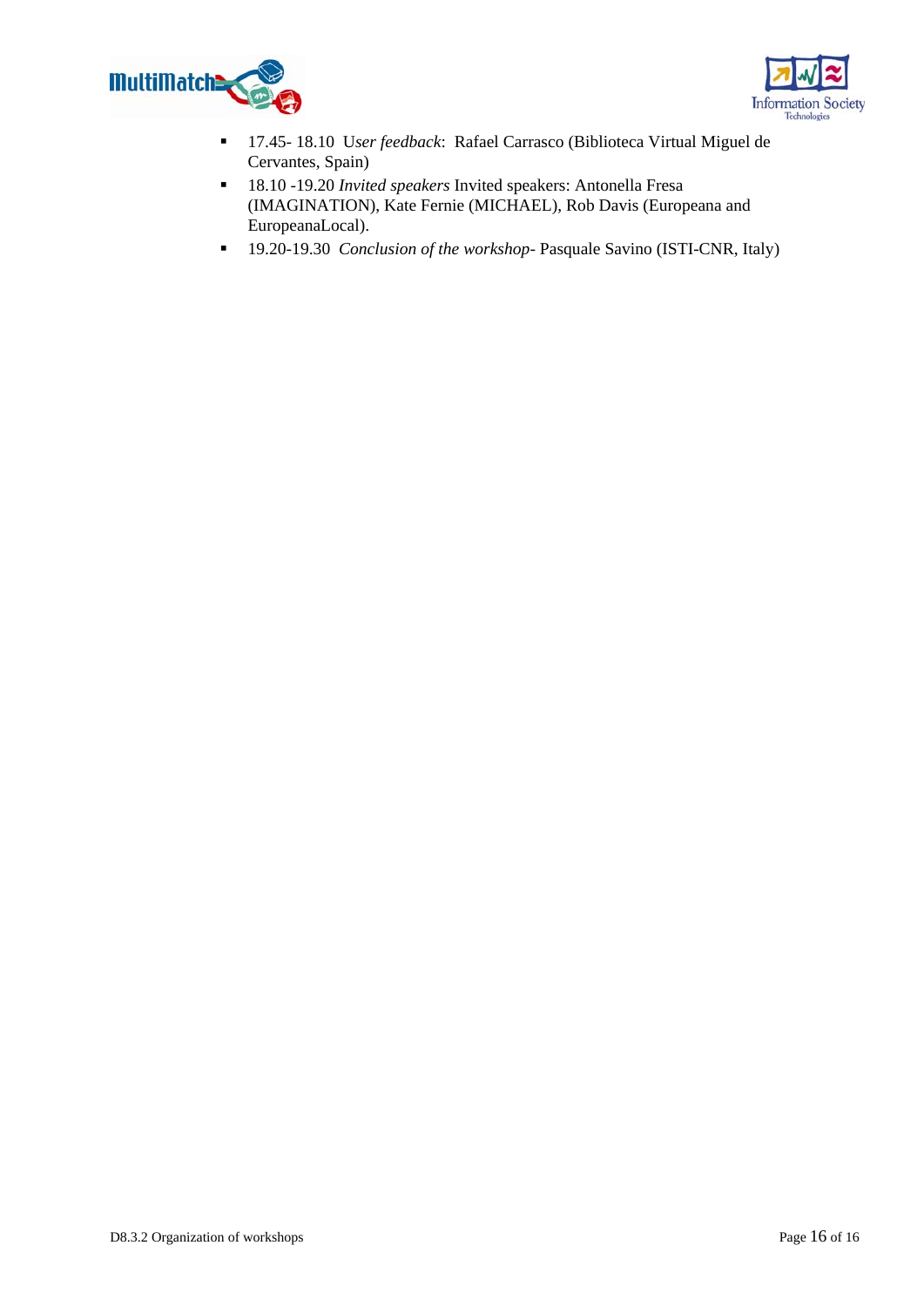- 17.45- 18.10 U*ser feedback*: Rafael Carrasco (Biblioteca Virtual Miguel de Cervantes, Spain)
- 18.10 -19.20 *Invited speakers* Invited speakers: Antonella Fresa (IMAGINATION), Kate Fernie (MICHAEL), Rob Davis (Europeana and EuropeanaLocal).
- 19.20-19.30 *Conclusion of the workshop*- Pasquale Savino (ISTI-CNR, Italy)